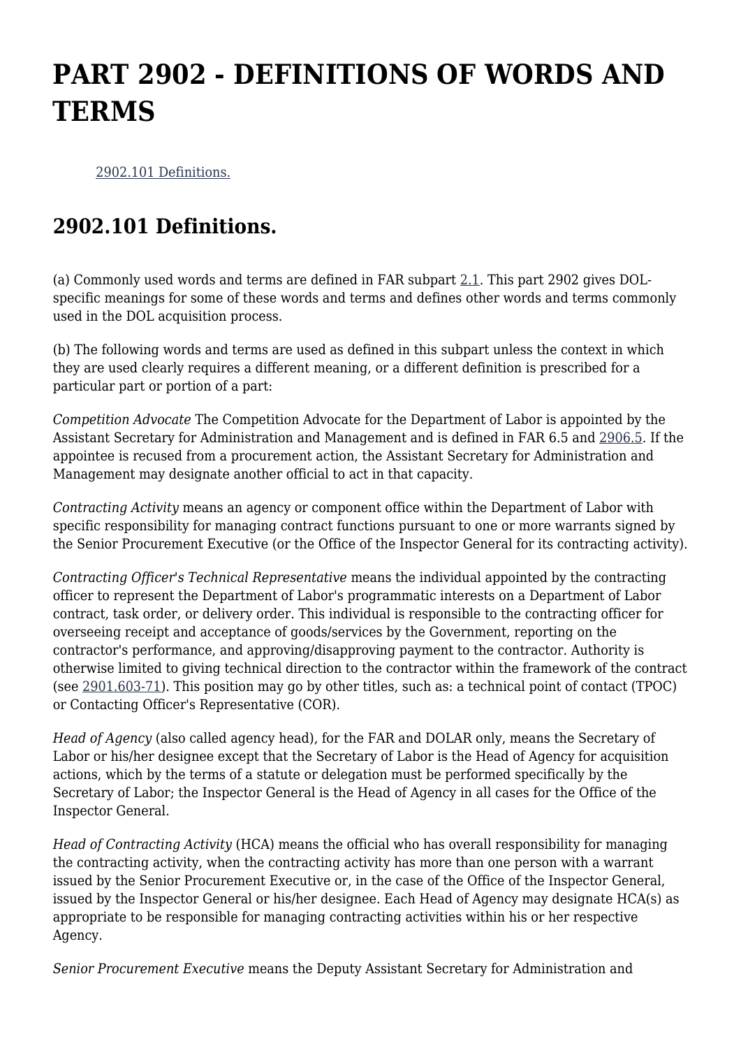# PART 2902 - DEFINITIONS OF WORDS AND TERMS

[2902.101 Definitions.](#)

## 2902.101 Definitions.

(a) Commonly used words and terms are defined in FAR subpart [2.1](#). This part 2902 gives DOL-specific meanings for some of these words and terms and defines other words and terms commonly used in the DOL acquisition process.

(b) The following words and terms are used as defined in this subpart unless the context in which they are used clearly requires a different meaning, or a different definition is prescribed for a particular part or portion of a part:

*Competition Advocate* The Competition Advocate for the Department of Labor is appointed by the Assistant Secretary for Administration and Management and is defined in FAR 6.5 and [2906.5](#). If the appointee is recused from a procurement action, the Assistant Secretary for Administration and Management may designate another official to act in that capacity.

*Contracting Activity* means an agency or component office within the Department of Labor with specific responsibility for managing contract functions pursuant to one or more warrants signed by the Senior Procurement Executive (or the Office of the Inspector General for its contracting activity).

*Contracting Officer's Technical Representative* means the individual appointed by the contracting officer to represent the Department of Labor's programmatic interests on a Department of Labor contract, task order, or delivery order. This individual is responsible to the contracting officer for overseeing receipt and acceptance of goods/services by the Government, reporting on the contractor's performance, and approving/disapproving payment to the contractor. Authority is otherwise limited to giving technical direction to the contractor within the framework of the contract (see [2901.603-71](#)). This position may go by other titles, such as: a technical point of contact (TPOC) or Contacting Officer's Representative (COR).

*Head of Agency* (also called agency head), for the FAR and DOLAR only, means the Secretary of Labor or his/her designee except that the Secretary of Labor is the Head of Agency for acquisition actions, which by the terms of a statute or delegation must be performed specifically by the Secretary of Labor; the Inspector General is the Head of Agency in all cases for the Office of the Inspector General.

*Head of Contracting Activity* (HCA) means the official who has overall responsibility for managing the contracting activity, when the contracting activity has more than one person with a warrant issued by the Senior Procurement Executive or, in the case of the Office of the Inspector General, issued by the Inspector General or his/her designee. Each Head of Agency may designate HCA(s) as appropriate to be responsible for managing contracting activities within his or her respective Agency.

*Senior Procurement Executive* means the Deputy Assistant Secretary for Administration and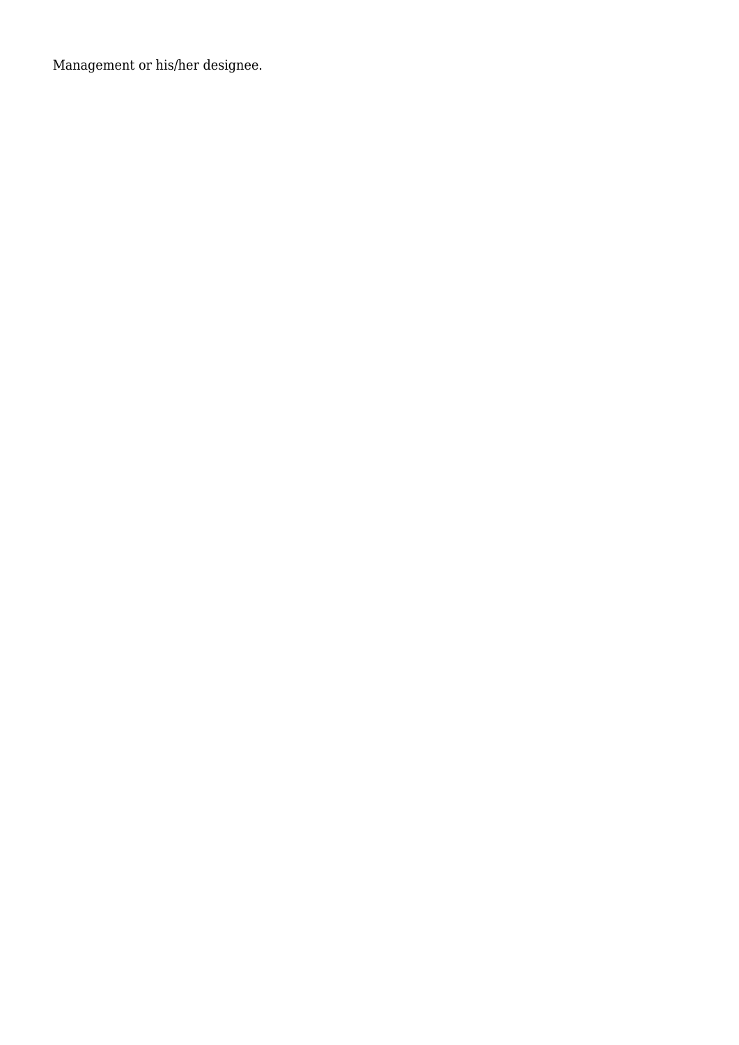Management or his/her designee.